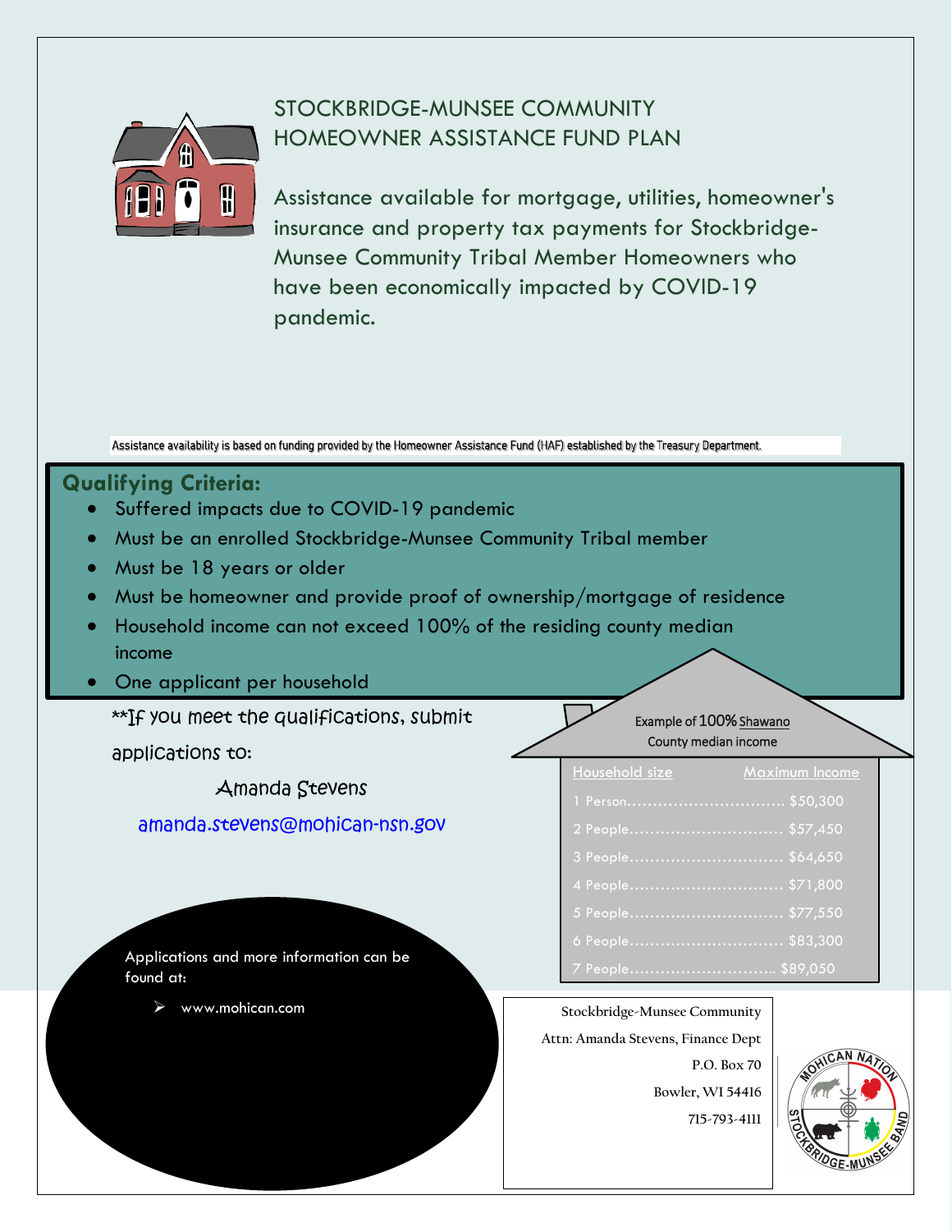# STOCKBRIDGE-MUNSEE COMMUNITY HOMEOWNER ASSISTANCE FUND PLAN

Assistance available for mortgage, utilities, homeowner's insurance and property tax payments for Stockbridge-Munsee Community Tribal Member Homeowners who have been economically impacted by COVID-19 pandemic.

Assistance availability is based on funding provided by the Homeowner Assistance Fund (HAF) established by the Treasury Department.

## Qualifying Criteria:

- Suffered impacts due to COVID-19 pandemic
- Must be an enrolled Stockbridge-Munsee Community Tribal member
- Must be 18 years or older
- Must be homeowner and provide proof of ownership/mortgage of residence
- Household income can not exceed 100% of the residing county median income
- One applicant per household

**If you meet the qualifications, submit applications to:

Amanda Stevens

amanda.stevens@mohican-nsn.gov

Example of 100% Shawano County median income

| Household size | Maximum Income |
|---|---|
| 1 Person | $50,300 |
| 2 People | $57,450 |
| 3 People | $64,650 |
| 4 People | $71,800 |
| 5 People | $77,550 |
| 6 People | $83,300 |
| 7 People | $89,050 |

Applications and more information can be found at:

- www.mohican.com

Stockbridge-Munsee Community
Attn: Amanda Stevens, Finance Dept
P.O. Box 70
Bowler, WI 54416
715-793-4111

MOHICAN NATION STOCKBRIDGE-MUNSEE BAND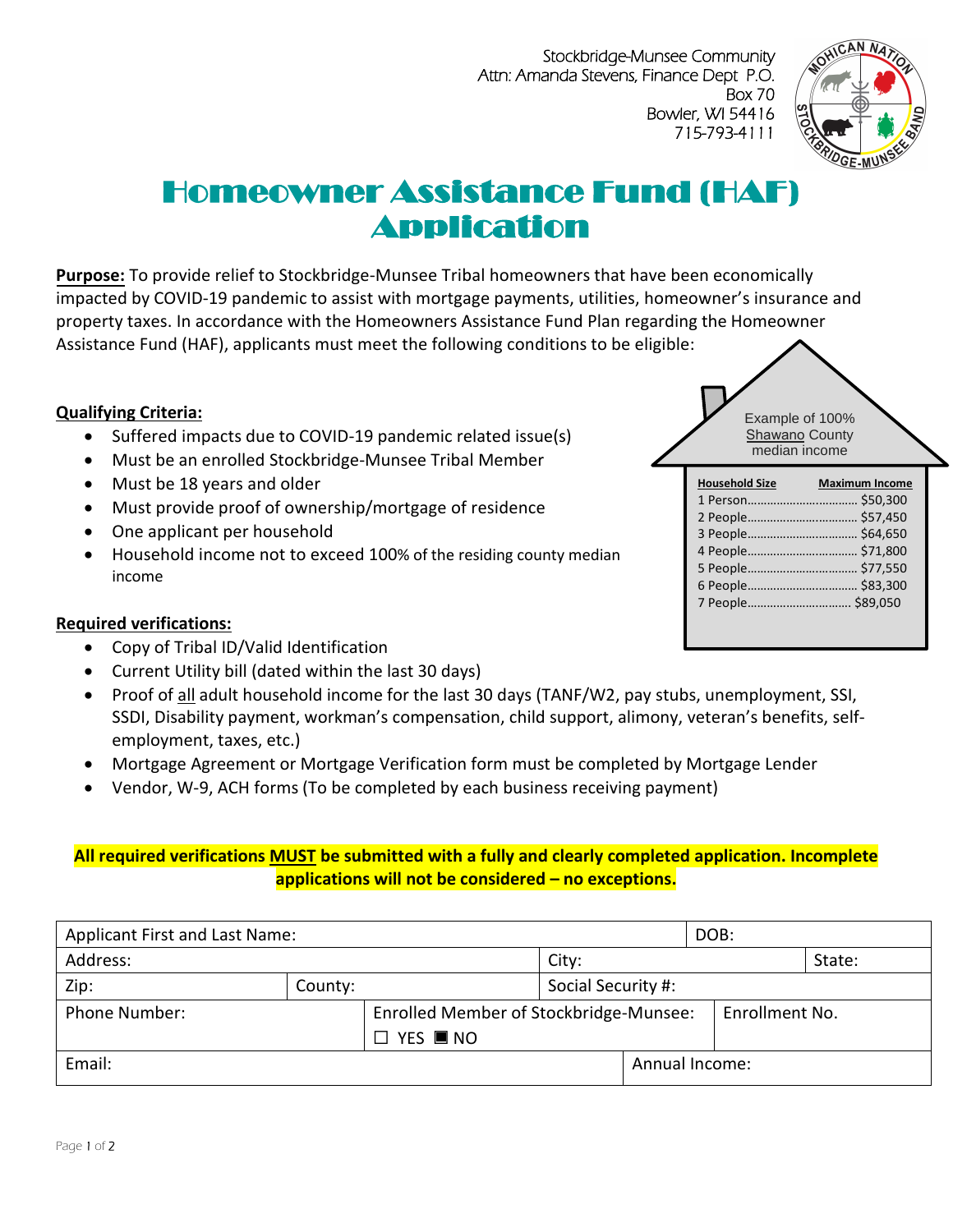Stockbridge-Munsee Community
Attn: Amanda Stevens, Finance Dept P.O. Box 70
Bowler, WI 54416
715-793-4111

# Homeowner Assistance Fund (HAF) Application

**Purpose:** To provide relief to Stockbridge-Munsee Tribal homeowners that have been economically impacted by COVID-19 pandemic to assist with mortgage payments, utilities, homeowner's insurance and property taxes. In accordance with the Homeowners Assistance Fund Plan regarding the Homeowner Assistance Fund (HAF), applicants must meet the following conditions to be eligible:

**Qualifying Criteria:**

- Suffered impacts due to COVID-19 pandemic related issue(s)
- Must be an enrolled Stockbridge-Munsee Tribal Member
- Must be 18 years and older
- Must provide proof of ownership/mortgage of residence
- One applicant per household
- Household income not to exceed 100% of the residing county median income

Example of 100% Shawano County median income

| Household Size | Maximum Income |
|---|---|
| 1 Person | $50,300 |
| 2 People | $57,450 |
| 3 People | $64,650 |
| 4 People | $71,800 |
| 5 People | $77,550 |
| 6 People | $83,300 |
| 7 People | $89,050 |

**Required verifications:**

- Copy of Tribal ID/Valid Identification
- Current Utility bill (dated within the last 30 days)
- Proof of all adult household income for the last 30 days (TANF/W2, pay stubs, unemployment, SSI, SSDI, Disability payment, workman's compensation, child support, alimony, veteran's benefits, self-employment, taxes, etc.)
- Mortgage Agreement or Mortgage Verification form must be completed by Mortgage Lender
- Vendor, W-9, ACH forms (To be completed by each business receiving payment)

**All required verifications MUST be submitted with a fully and clearly completed application. Incomplete applications will not be considered – no exceptions.**

| Applicant First and Last Name: | | | DOB: |
|---|---|---|---|
| Address: | | City: | State: |
| Zip: | County: | Social Security #: | |
| Phone Number: | Enrolled Member of Stockbridge-Munsee: ☐ YES ■ NO | | Enrollment No. |
| Email: | | Annual Income: | |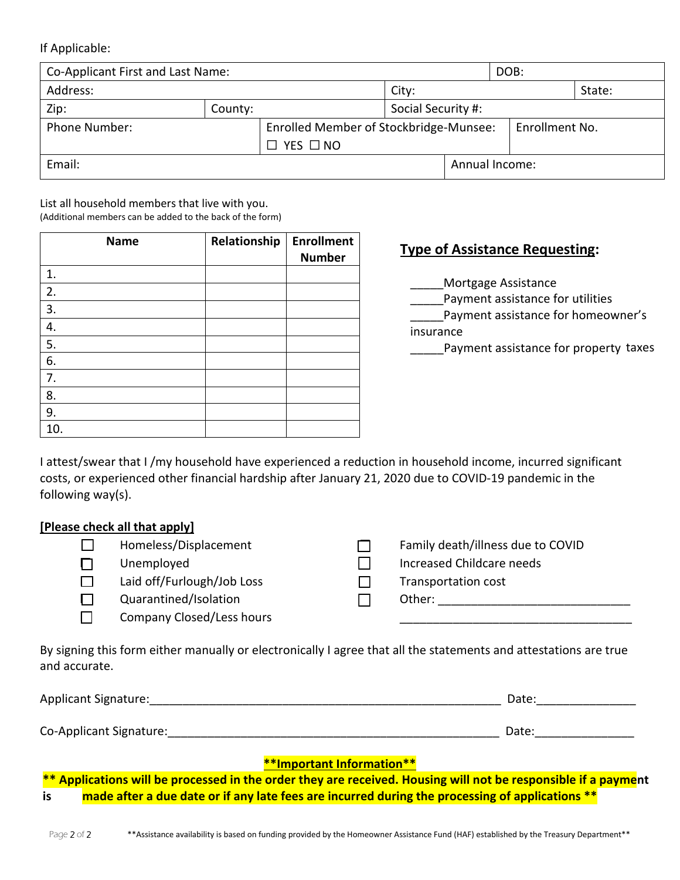If Applicable:

| | | | | | |
|---|---|---|---|---|---|
| Co-Applicant First and Last Name: | | | | DOB: | |
| Address: | | | City: | | State: |
| Zip: | County: | | Social Security #: | | |
| Phone Number: | | Enrolled Member of Stockbridge-Munsee: ☐ YES ☐ NO | | Enrollment No. | |
| Email: | | | | Annual Income: | |

List all household members that live with you.
(Additional members can be added to the back of the form)

| Name | Relationship | Enrollment Number |
|---|---|---|
| 1. | | |
| 2. | | |
| 3. | | |
| 4. | | |
| 5. | | |
| 6. | | |
| 7. | | |
| 8. | | |
| 9. | | |
| 10. | | |

## Type of Assistance Requesting:

_____Mortgage Assistance
_____Payment assistance for utilities
_____Payment assistance for homeowner's insurance
_____Payment assistance for property taxes

I attest/swear that I /my household have experienced a reduction in household income, incurred significant costs, or experienced other financial hardship after January 21, 2020 due to COVID-19 pandemic in the following way(s).

**[Please check all that apply]**

- ☐ Homeless/Displacement
- ☐ Unemployed
- ☐ Laid off/Furlough/Job Loss
- ☐ Quarantined/Isolation
- ☐ Company Closed/Less hours
- ☐ Family death/illness due to COVID
- ☐ Increased Childcare needs
- ☐ Transportation cost
- ☐ Other: ____________________________
  ____________________________________

By signing this form either manually or electronically I agree that all the statements and attestations are true and accurate.

Applicant Signature:_______________________________________________________ Date:_______________

Co-Applicant Signature:____________________________________________________ Date:_______________

**\*\*Important Information\*\***

**\*\* Applications will be processed in the order they are received. Housing will not be responsible if a payment is made after a due date or if any late fees are incurred during the processing of applications \*\***

\*\*Assistance availability is based on funding provided by the Homeowner Assistance Fund (HAF) established by the Treasury Department\*\*